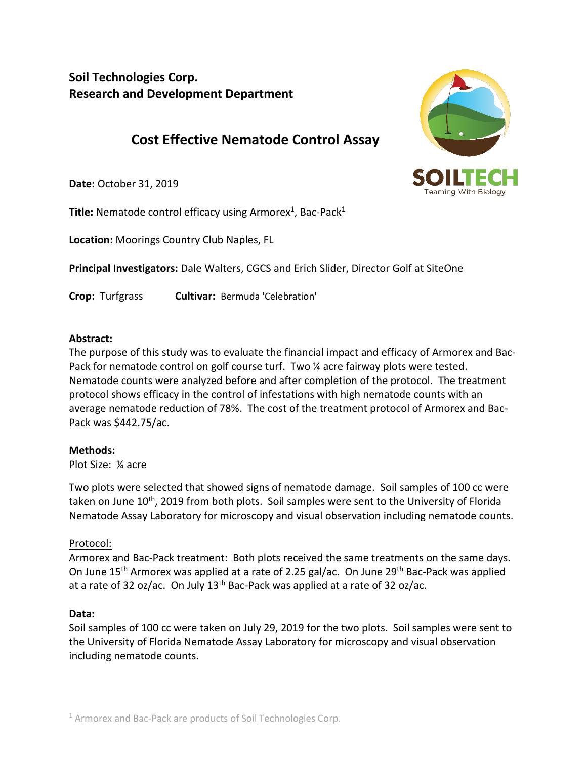**Soil Technologies Corp.**
**Research and Development Department**

# Cost Effective Nematode Control Assay

SOILTECH
Teaming With Biology

**Date:** October 31, 2019

**Title:** Nematode control efficacy using Armorex[1], Bac-Pack[1]

**Location:** Moorings Country Club Naples, FL

**Principal Investigators:** Dale Walters, CGCS and Erich Slider, Director Golf at SiteOne

**Crop:** Turfgrass **Cultivar:** Bermuda 'Celebration'

**Abstract:**
The purpose of this study was to evaluate the financial impact and efficacy of Armorex and Bac-Pack for nematode control on golf course turf. Two ¼ acre fairway plots were tested. Nematode counts were analyzed before and after completion of the protocol. The treatment protocol shows efficacy in the control of infestations with high nematode counts with an average nematode reduction of 78%. The cost of the treatment protocol of Armorex and Bac-Pack was $442.75/ac.

**Methods:**
Plot Size: ¼ acre

Two plots were selected that showed signs of nematode damage. Soil samples of 100 cc were taken on June 10th, 2019 from both plots. Soil samples were sent to the University of Florida Nematode Assay Laboratory for microscopy and visual observation including nematode counts.

Protocol:
Armorex and Bac-Pack treatment: Both plots received the same treatments on the same days. On June 15th Armorex was applied at a rate of 2.25 gal/ac. On June 29th Bac-Pack was applied at a rate of 32 oz/ac. On July 13th Bac-Pack was applied at a rate of 32 oz/ac.

**Data:**
Soil samples of 100 cc were taken on July 29, 2019 for the two plots. Soil samples were sent to the University of Florida Nematode Assay Laboratory for microscopy and visual observation including nematode counts.

[1] Armorex and Bac-Pack are products of Soil Technologies Corp.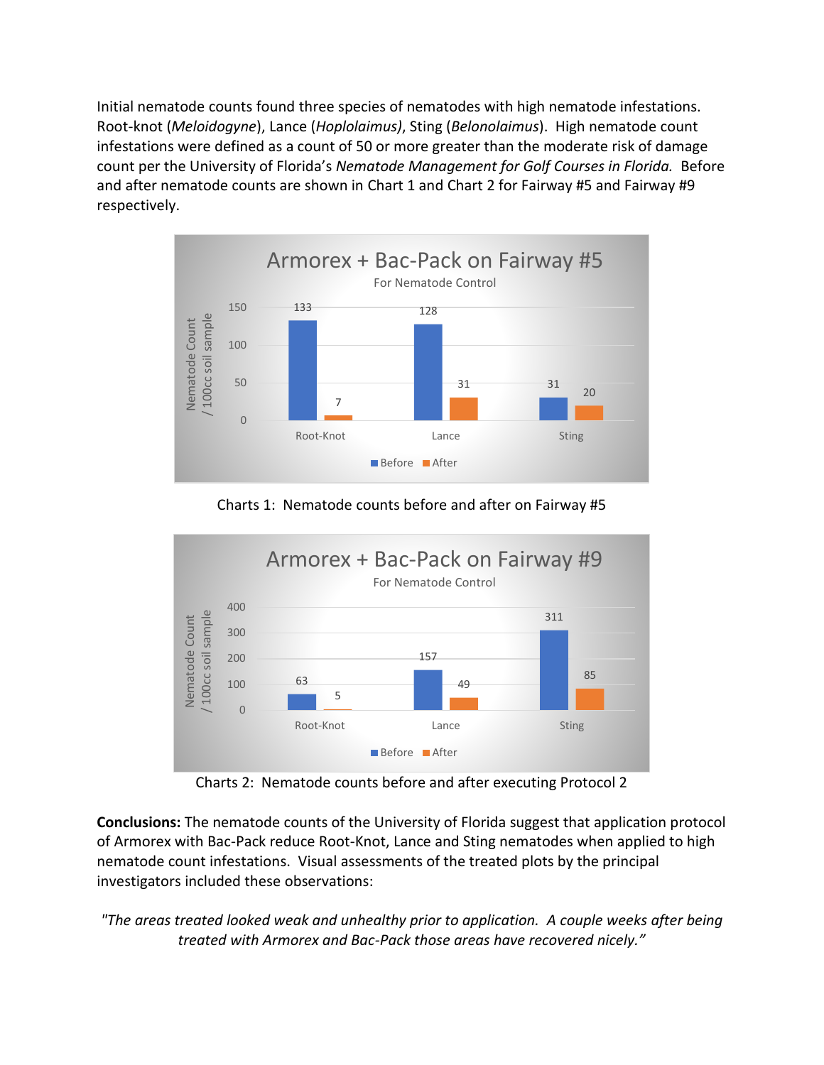Initial nematode counts found three species of nematodes with high nematode infestations. Root-knot (*Meloidogyne*), Lance (*Hoplolaimus*), Sting (*Belonolaimus*). High nematode count infestations were defined as a count of 50 or more greater than the moderate risk of damage count per the University of Florida's *Nematode Management for Golf Courses in Florida.* Before and after nematode counts are shown in Chart 1 and Chart 2 for Fairway #5 and Fairway #9 respectively.

Armorex + Bac-Pack on Fairway #5

For Nematode Control

Nematode Count / 100cc soil sample

150
100
50
0

133
7
128
31
31
20

Root-Knot
Lance
Sting

Before
After

Charts 1: Nematode counts before and after on Fairway #5

Armorex + Bac-Pack on Fairway #9

For Nematode Control

Nematode Count / 100cc soil sample

400
300
200
100
0

63
5
157
49
311
85

Root-Knot
Lance
Sting

Before
After

Charts 2: Nematode counts before and after executing Protocol 2

**Conclusions:** The nematode counts of the University of Florida suggest that application protocol of Armorex with Bac-Pack reduce Root-Knot, Lance and Sting nematodes when applied to high nematode count infestations. Visual assessments of the treated plots by the principal investigators included these observations:

*"The areas treated looked weak and unhealthy prior to application. A couple weeks after being treated with Armorex and Bac-Pack those areas have recovered nicely."*